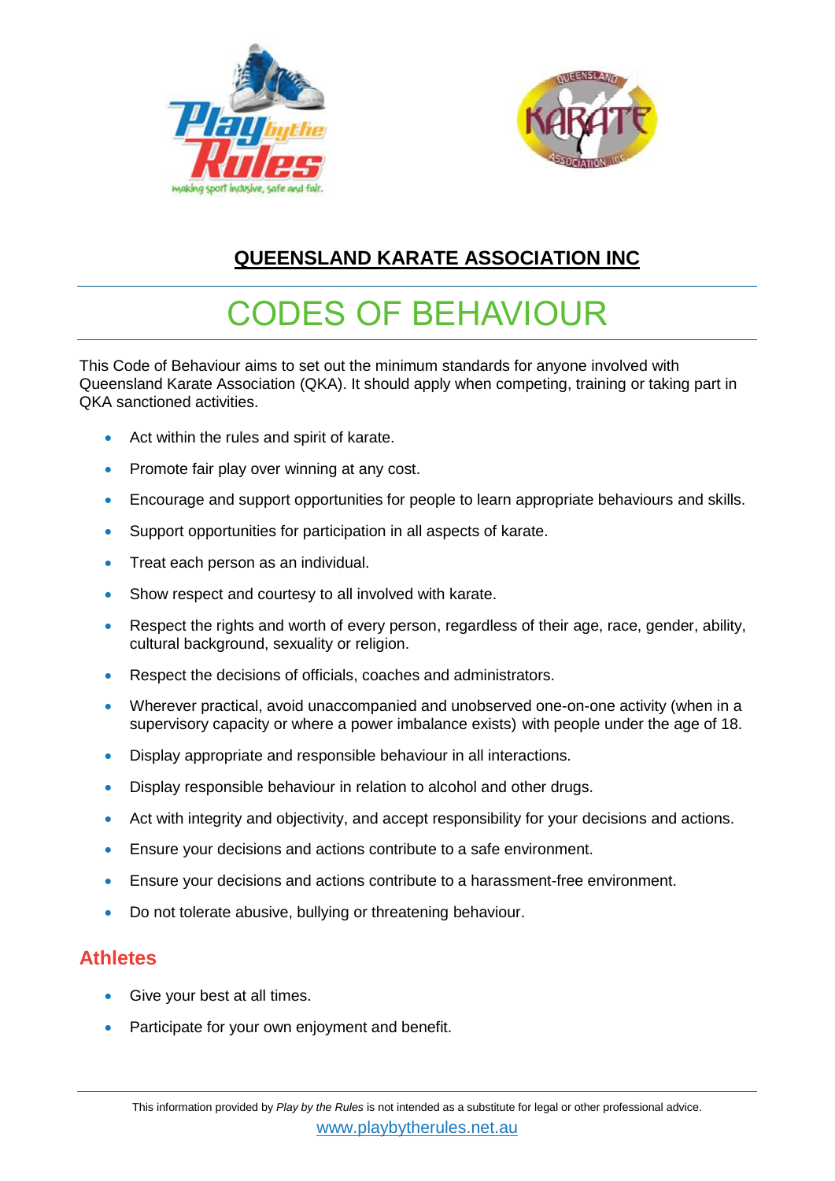## QUEENSLAND KARATE ASSOCIATION INC

# CODES OF BEHAVIOUR

This Code of Behaviour aims to set out the minimum standards for anyone involved with Queensland Karate Association (QKA). It should apply when competing, training or taking part in QKA sanctioned activities.

- Act within the rules and spirit of karate.
- Promote fair play over winning at any cost.
- Encourage and support opportunities for people to learn appropriate behaviours and skills.
- Support opportunities for participation in all aspects of karate.
- Treat each person as an individual.
- Show respect and courtesy to all involved with karate.
- Respect the rights and worth of every person, regardless of their age, race, gender, ability, cultural background, sexuality or religion.
- Respect the decisions of officials, coaches and administrators.
- Wherever practical, avoid unaccompanied and unobserved one-on-one activity (when in a supervisory capacity or where a power imbalance exists) with people under the age of 18.
- Display appropriate and responsible behaviour in all interactions.
- Display responsible behaviour in relation to alcohol and other drugs.
- Act with integrity and objectivity, and accept responsibility for your decisions and actions.
- Ensure your decisions and actions contribute to a safe environment.
- Ensure your decisions and actions contribute to a harassment-free environment.
- Do not tolerate abusive, bullying or threatening behaviour.

## Athletes

- Give your best at all times.
- Participate for your own enjoyment and benefit.

This information provided by *Play by the Rules* is not intended as a substitute for legal or other professional advice.

www.playbytherules.net.au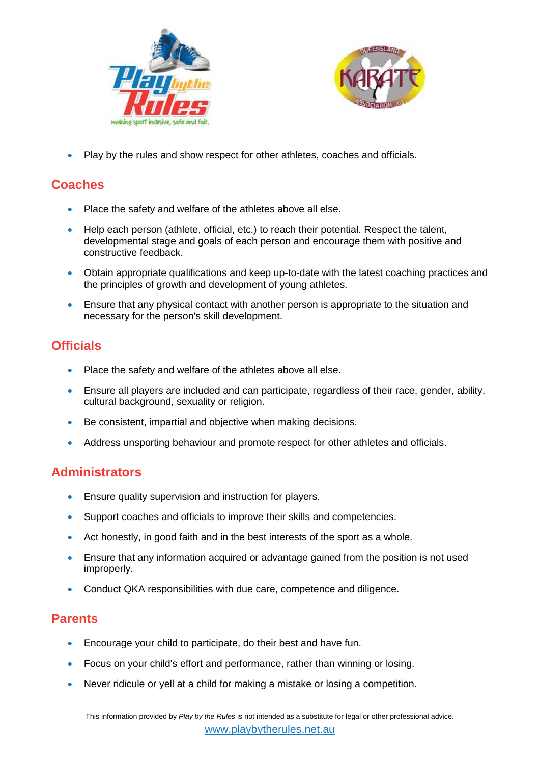- Play by the rules and show respect for other athletes, coaches and officials.

## Coaches

- Place the safety and welfare of the athletes above all else.
- Help each person (athlete, official, etc.) to reach their potential. Respect the talent, developmental stage and goals of each person and encourage them with positive and constructive feedback.
- Obtain appropriate qualifications and keep up-to-date with the latest coaching practices and the principles of growth and development of young athletes.
- Ensure that any physical contact with another person is appropriate to the situation and necessary for the person's skill development.

## Officials

- Place the safety and welfare of the athletes above all else.
- Ensure all players are included and can participate, regardless of their race, gender, ability, cultural background, sexuality or religion.
- Be consistent, impartial and objective when making decisions.
- Address unsporting behaviour and promote respect for other athletes and officials.

## Administrators

- Ensure quality supervision and instruction for players.
- Support coaches and officials to improve their skills and competencies.
- Act honestly, in good faith and in the best interests of the sport as a whole.
- Ensure that any information acquired or advantage gained from the position is not used improperly.
- Conduct QKA responsibilities with due care, competence and diligence.

## Parents

- Encourage your child to participate, do their best and have fun.
- Focus on your child's effort and performance, rather than winning or losing.
- Never ridicule or yell at a child for making a mistake or losing a competition.

This information provided by *Play by the Rules* is not intended as a substitute for legal or other professional advice.

www.playbytherules.net.au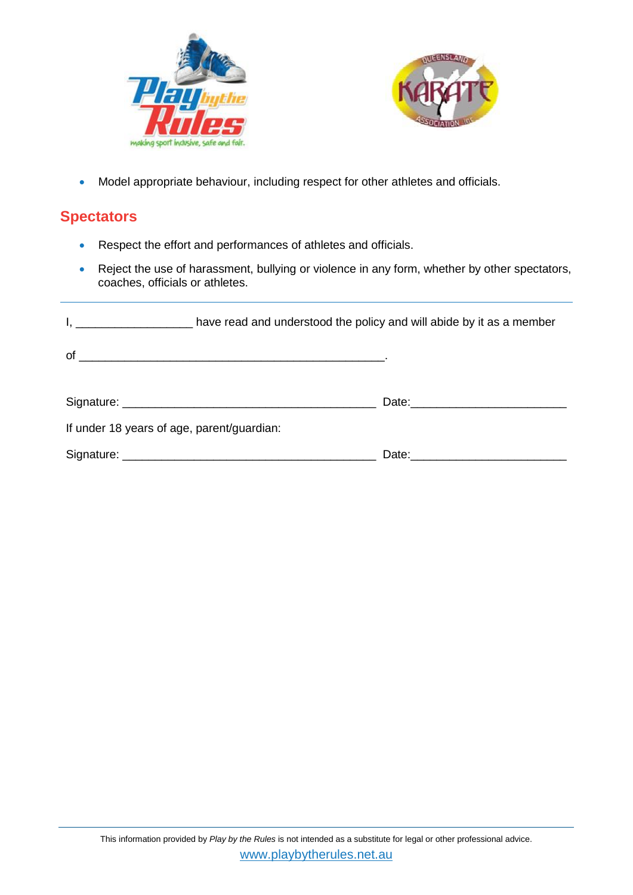- Model appropriate behaviour, including respect for other athletes and officials.

## Spectators

- Respect the effort and performances of athletes and officials.
- Reject the use of harassment, bullying or violence in any form, whether by other spectators, coaches, officials or athletes.

---

I, __________________ have read and understood the policy and will abide by it as a member

of _______________________________________________.

Signature: _______________________________________ Date:________________________

If under 18 years of age, parent/guardian:

Signature: _______________________________________ Date:________________________

This information provided by *Play by the Rules* is not intended as a substitute for legal or other professional advice.

www.playbytherules.net.au